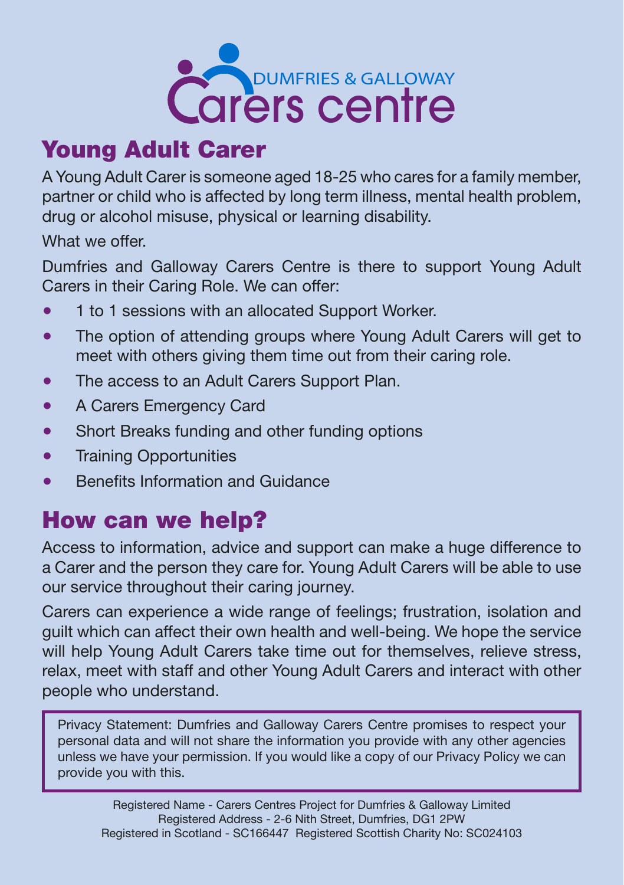DUMFRIES & GALLOWAY

# Carers centre

## Young Adult Carer

A Young Adult Carer is someone aged 18-25 who cares for a family member, partner or child who is affected by long term illness, mental health problem, drug or alcohol misuse, physical or learning disability.

What we offer.

Dumfries and Galloway Carers Centre is there to support Young Adult Carers in their Caring Role. We can offer:

- 1 to 1 sessions with an allocated Support Worker.
- The option of attending groups where Young Adult Carers will get to meet with others giving them time out from their caring role.
- The access to an Adult Carers Support Plan.
- A Carers Emergency Card
- Short Breaks funding and other funding options
- Training Opportunities
- Benefits Information and Guidance

## How can we help?

Access to information, advice and support can make a huge difference to a Carer and the person they care for. Young Adult Carers will be able to use our service throughout their caring journey.

Carers can experience a wide range of feelings; frustration, isolation and guilt which can affect their own health and well-being. We hope the service will help Young Adult Carers take time out for themselves, relieve stress, relax, meet with staff and other Young Adult Carers and interact with other people who understand.

Privacy Statement: Dumfries and Galloway Carers Centre promises to respect your personal data and will not share the information you provide with any other agencies unless we have your permission. If you would like a copy of our Privacy Policy we can provide you with this.

Registered Name - Carers Centres Project for Dumfries & Galloway Limited
Registered Address - 2-6 Nith Street, Dumfries, DG1 2PW
Registered in Scotland - SC166447 Registered Scottish Charity No: SC024103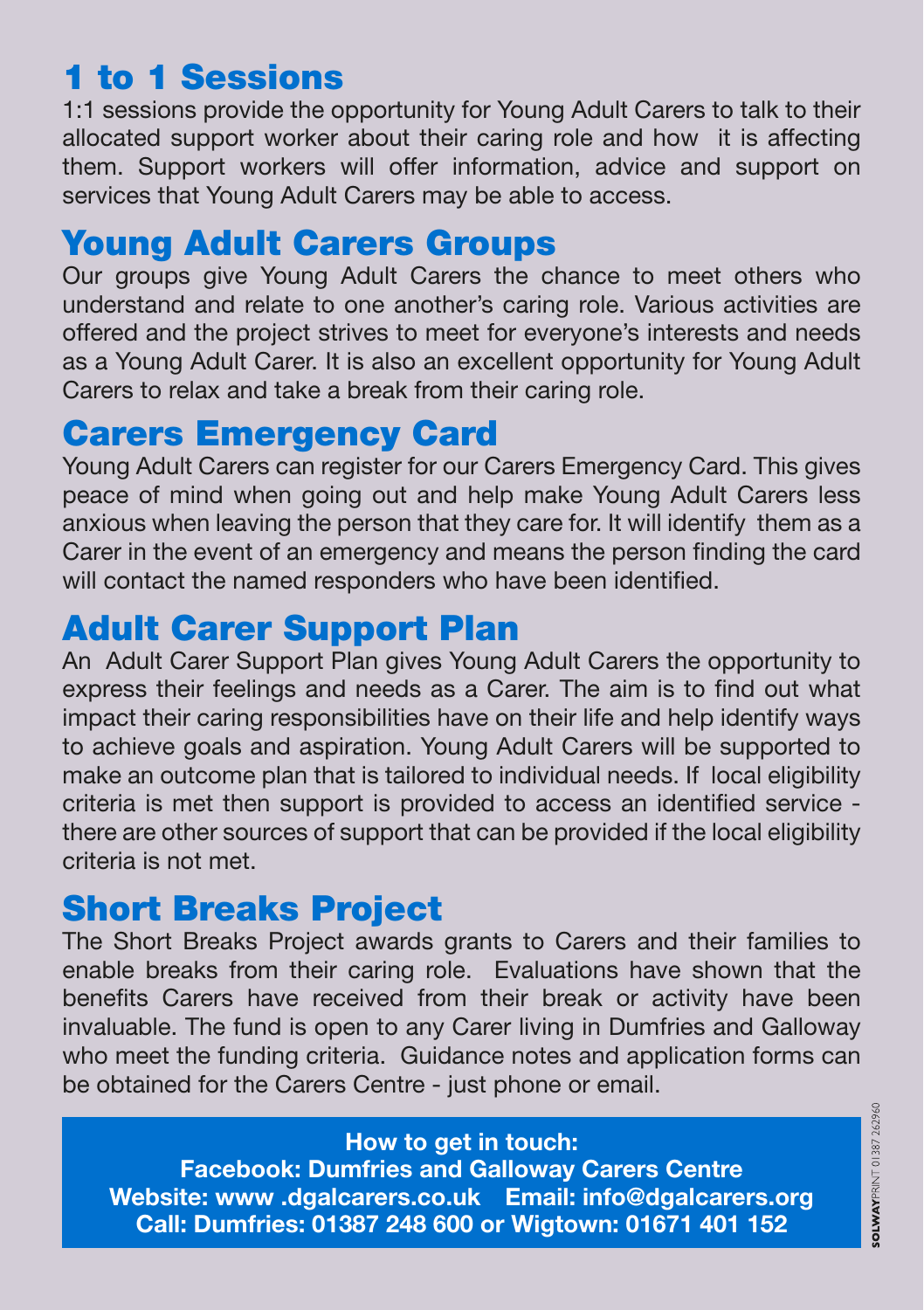## 1 to 1 Sessions

1:1 sessions provide the opportunity for Young Adult Carers to talk to their allocated support worker about their caring role and how it is affecting them. Support workers will offer information, advice and support on services that Young Adult Carers may be able to access.

## Young Adult Carers Groups

Our groups give Young Adult Carers the chance to meet others who understand and relate to one another's caring role. Various activities are offered and the project strives to meet for everyone's interests and needs as a Young Adult Carer. It is also an excellent opportunity for Young Adult Carers to relax and take a break from their caring role.

## Carers Emergency Card

Young Adult Carers can register for our Carers Emergency Card. This gives peace of mind when going out and help make Young Adult Carers less anxious when leaving the person that they care for. It will identify them as a Carer in the event of an emergency and means the person finding the card will contact the named responders who have been identified.

## Adult Carer Support Plan

An Adult Carer Support Plan gives Young Adult Carers the opportunity to express their feelings and needs as a Carer. The aim is to find out what impact their caring responsibilities have on their life and help identify ways to achieve goals and aspiration. Young Adult Carers will be supported to make an outcome plan that is tailored to individual needs. If local eligibility criteria is met then support is provided to access an identified service - there are other sources of support that can be provided if the local eligibility criteria is not met.

## Short Breaks Project

The Short Breaks Project awards grants to Carers and their families to enable breaks from their caring role. Evaluations have shown that the benefits Carers have received from their break or activity have been invaluable. The fund is open to any Carer living in Dumfries and Galloway who meet the funding criteria. Guidance notes and application forms can be obtained for the Carers Centre - just phone or email.

**How to get in touch:**
**Facebook: Dumfries and Galloway Carers Centre**
**Website: www .dgalcarers.co.uk Email: info@dgalcarers.org**
**Call: Dumfries: 01387 248 600 or Wigtown: 01671 401 152**

SOLWAYPRINT 01387 262960